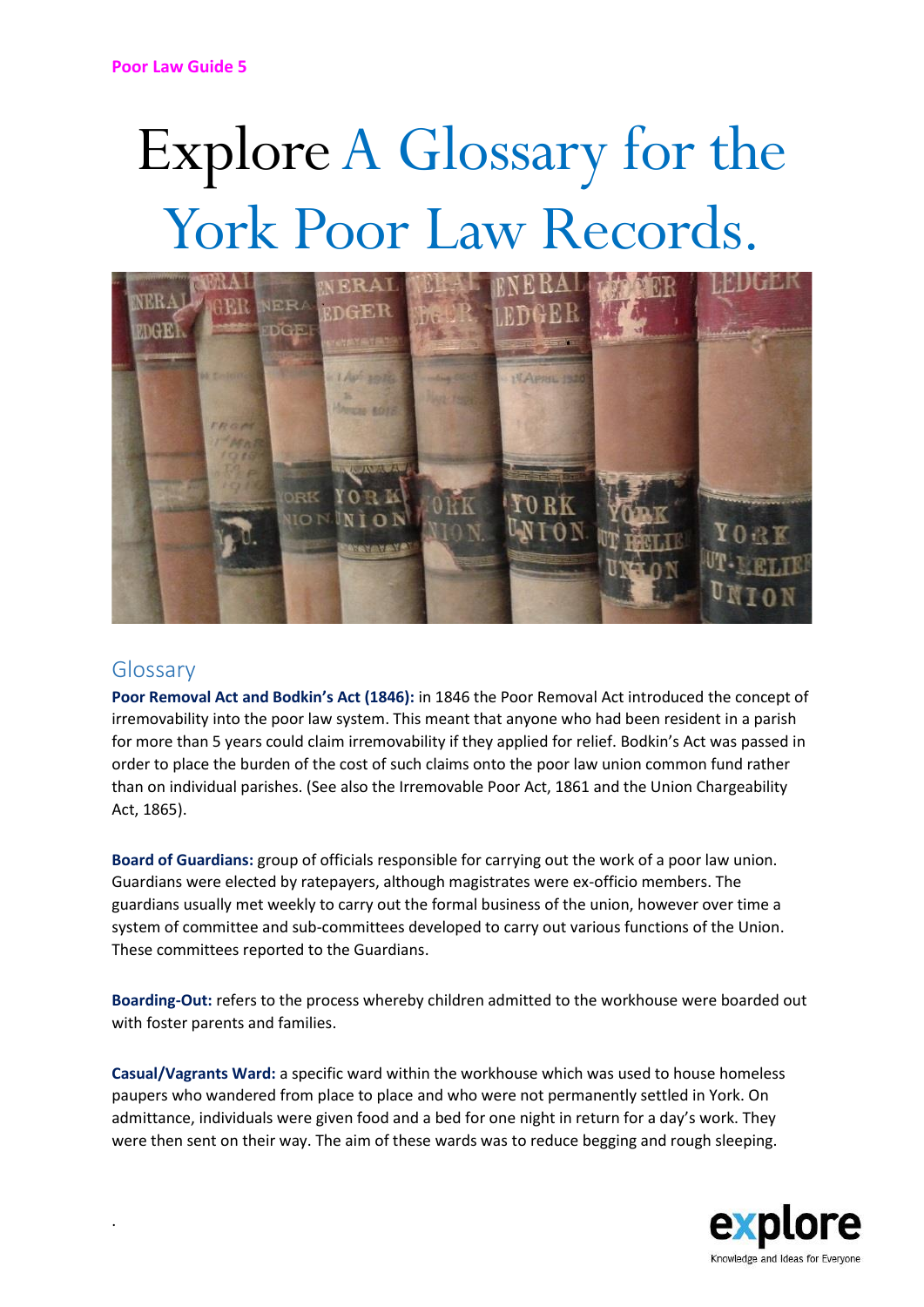Poor Law Guide 5

# Explore A Glossary for the York Poor Law Records.

## Glossary

**Poor Removal Act and Bodkin's Act (1846):** in 1846 the Poor Removal Act introduced the concept of irremovability into the poor law system. This meant that anyone who had been resident in a parish for more than 5 years could claim irremovability if they applied for relief. Bodkin's Act was passed in order to place the burden of the cost of such claims onto the poor law union common fund rather than on individual parishes. (See also the Irremovable Poor Act, 1861 and the Union Chargeability Act, 1865).

**Board of Guardians:** group of officials responsible for carrying out the work of a poor law union. Guardians were elected by ratepayers, although magistrates were ex-officio members. The guardians usually met weekly to carry out the formal business of the union, however over time a system of committee and sub-committees developed to carry out various functions of the Union. These committees reported to the Guardians.

**Boarding-Out:** refers to the process whereby children admitted to the workhouse were boarded out with foster parents and families.

**Casual/Vagrants Ward:** a specific ward within the workhouse which was used to house homeless paupers who wandered from place to place and who were not permanently settled in York. On admittance, individuals were given food and a bed for one night in return for a day's work. They were then sent on their way. The aim of these wards was to reduce begging and rough sleeping.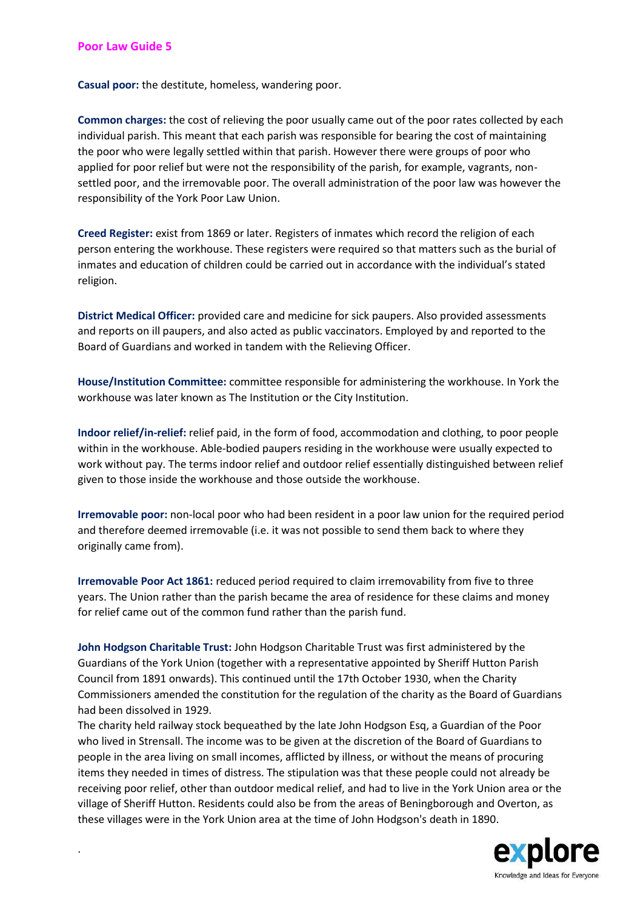**Casual poor:** the destitute, homeless, wandering poor.

**Common charges:** the cost of relieving the poor usually came out of the poor rates collected by each individual parish. This meant that each parish was responsible for bearing the cost of maintaining the poor who were legally settled within that parish. However there were groups of poor who applied for poor relief but were not the responsibility of the parish, for example, vagrants, non-settled poor, and the irremovable poor. The overall administration of the poor law was however the responsibility of the York Poor Law Union.

**Creed Register:** exist from 1869 or later. Registers of inmates which record the religion of each person entering the workhouse. These registers were required so that matters such as the burial of inmates and education of children could be carried out in accordance with the individual's stated religion.

**District Medical Officer:** provided care and medicine for sick paupers. Also provided assessments and reports on ill paupers, and also acted as public vaccinators. Employed by and reported to the Board of Guardians and worked in tandem with the Relieving Officer.

**House/Institution Committee:** committee responsible for administering the workhouse. In York the workhouse was later known as The Institution or the City Institution.

**Indoor relief/in-relief:** relief paid, in the form of food, accommodation and clothing, to poor people within in the workhouse. Able-bodied paupers residing in the workhouse were usually expected to work without pay. The terms indoor relief and outdoor relief essentially distinguished between relief given to those inside the workhouse and those outside the workhouse.

**Irremovable poor:** non-local poor who had been resident in a poor law union for the required period and therefore deemed irremovable (i.e. it was not possible to send them back to where they originally came from).

**Irremovable Poor Act 1861:** reduced period required to claim irremovability from five to three years. The Union rather than the parish became the area of residence for these claims and money for relief came out of the common fund rather than the parish fund.

**John Hodgson Charitable Trust:** John Hodgson Charitable Trust was first administered by the Guardians of the York Union (together with a representative appointed by Sheriff Hutton Parish Council from 1891 onwards). This continued until the 17th October 1930, when the Charity Commissioners amended the constitution for the regulation of the charity as the Board of Guardians had been dissolved in 1929.
The charity held railway stock bequeathed by the late John Hodgson Esq, a Guardian of the Poor who lived in Strensall. The income was to be given at the discretion of the Board of Guardians to people in the area living on small incomes, afflicted by illness, or without the means of procuring items they needed in times of distress. The stipulation was that these people could not already be receiving poor relief, other than outdoor medical relief, and had to live in the York Union area or the village of Sheriff Hutton. Residents could also be from the areas of Beningborough and Overton, as these villages were in the York Union area at the time of John Hodgson's death in 1890.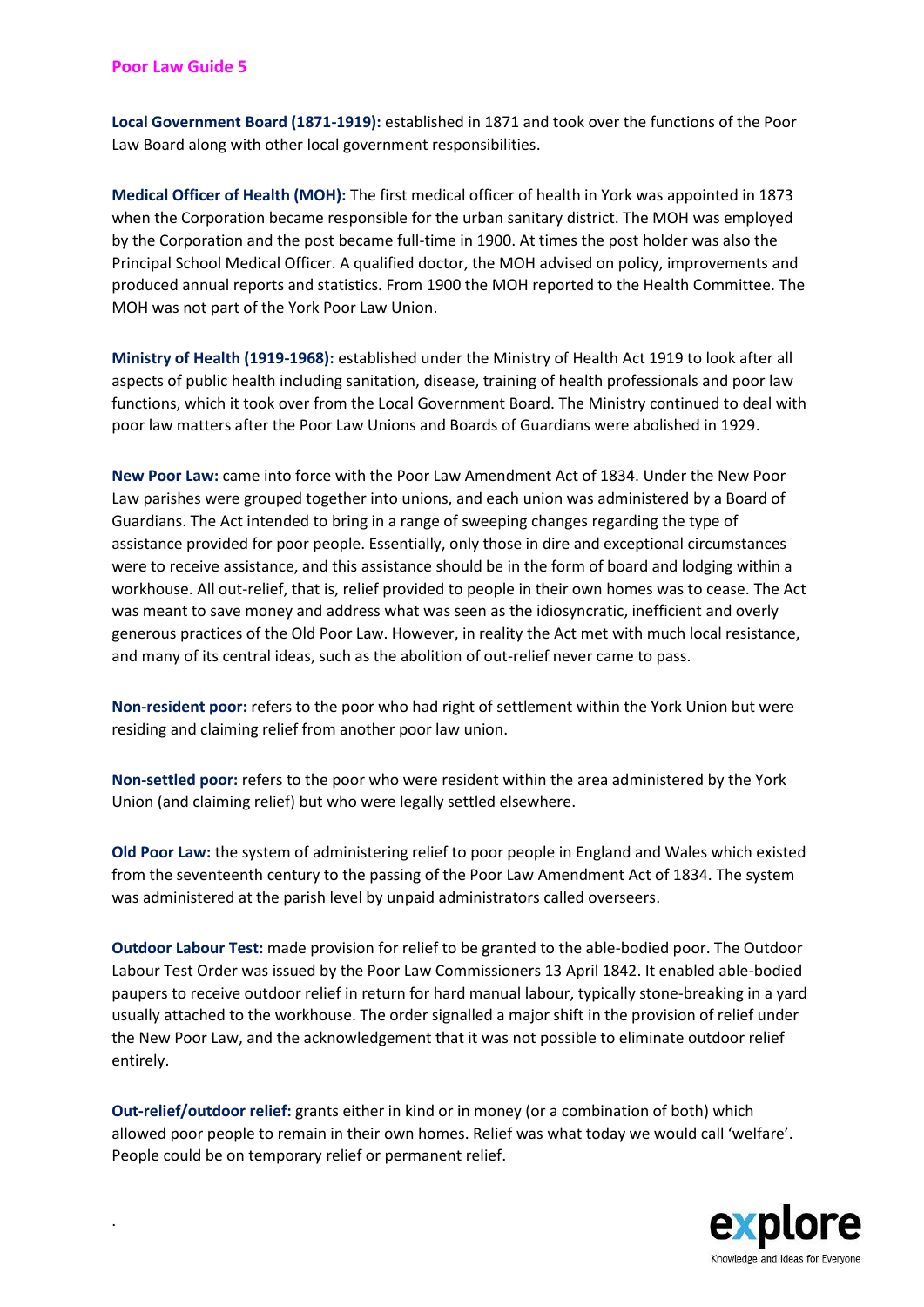**Poor Law Guide 5**

**Local Government Board (1871-1919):** established in 1871 and took over the functions of the Poor Law Board along with other local government responsibilities.

**Medical Officer of Health (MOH):** The first medical officer of health in York was appointed in 1873 when the Corporation became responsible for the urban sanitary district. The MOH was employed by the Corporation and the post became full-time in 1900. At times the post holder was also the Principal School Medical Officer. A qualified doctor, the MOH advised on policy, improvements and produced annual reports and statistics. From 1900 the MOH reported to the Health Committee. The MOH was not part of the York Poor Law Union.

**Ministry of Health (1919-1968):** established under the Ministry of Health Act 1919 to look after all aspects of public health including sanitation, disease, training of health professionals and poor law functions, which it took over from the Local Government Board. The Ministry continued to deal with poor law matters after the Poor Law Unions and Boards of Guardians were abolished in 1929.

**New Poor Law:** came into force with the Poor Law Amendment Act of 1834. Under the New Poor Law parishes were grouped together into unions, and each union was administered by a Board of Guardians. The Act intended to bring in a range of sweeping changes regarding the type of assistance provided for poor people. Essentially, only those in dire and exceptional circumstances were to receive assistance, and this assistance should be in the form of board and lodging within a workhouse. All out-relief, that is, relief provided to people in their own homes was to cease. The Act was meant to save money and address what was seen as the idiosyncratic, inefficient and overly generous practices of the Old Poor Law. However, in reality the Act met with much local resistance, and many of its central ideas, such as the abolition of out-relief never came to pass.

**Non-resident poor:** refers to the poor who had right of settlement within the York Union but were residing and claiming relief from another poor law union.

**Non-settled poor:** refers to the poor who were resident within the area administered by the York Union (and claiming relief) but who were legally settled elsewhere.

**Old Poor Law:** the system of administering relief to poor people in England and Wales which existed from the seventeenth century to the passing of the Poor Law Amendment Act of 1834. The system was administered at the parish level by unpaid administrators called overseers.

**Outdoor Labour Test:** made provision for relief to be granted to the able-bodied poor. The Outdoor Labour Test Order was issued by the Poor Law Commissioners 13 April 1842. It enabled able-bodied paupers to receive outdoor relief in return for hard manual labour, typically stone-breaking in a yard usually attached to the workhouse. The order signalled a major shift in the provision of relief under the New Poor Law, and the acknowledgement that it was not possible to eliminate outdoor relief entirely.

**Out-relief/outdoor relief:** grants either in kind or in money (or a combination of both) which allowed poor people to remain in their own homes. Relief was what today we would call 'welfare'. People could be on temporary relief or permanent relief.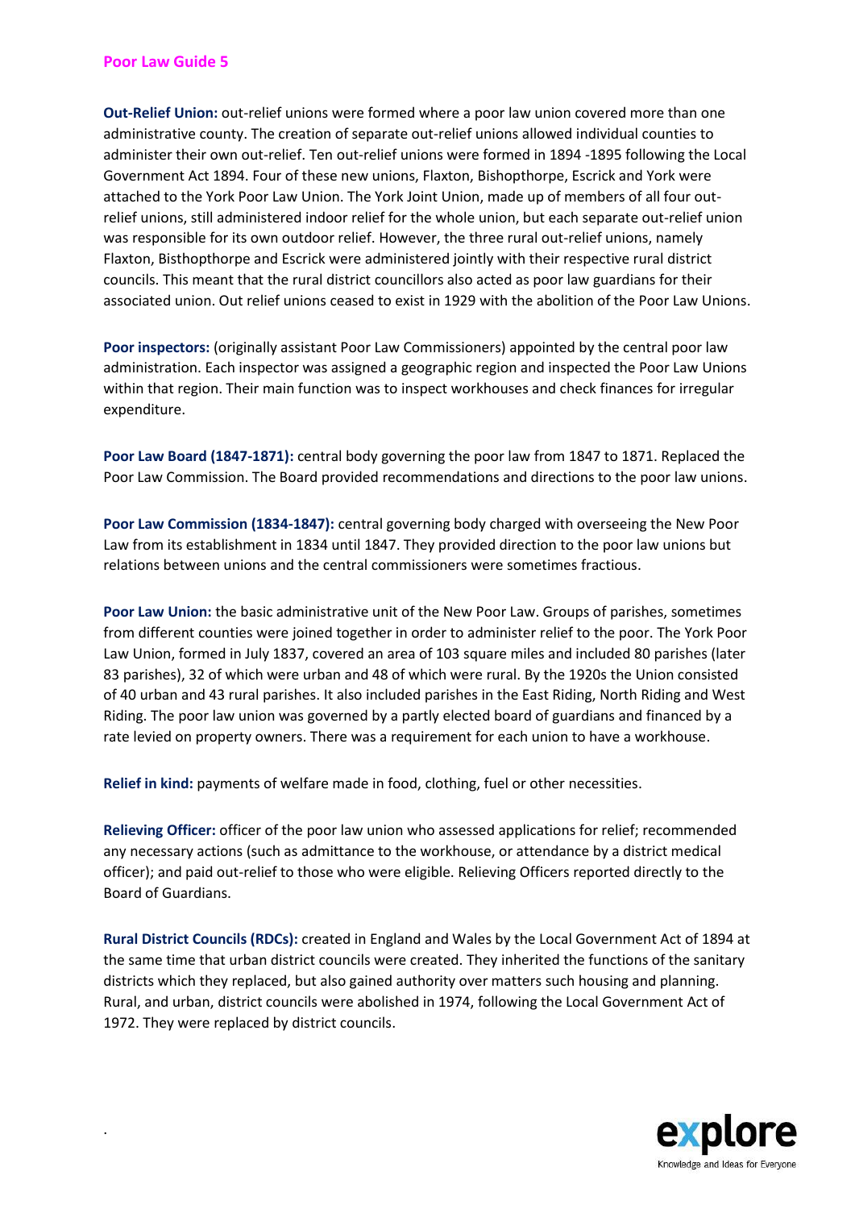**Out-Relief Union:** out-relief unions were formed where a poor law union covered more than one administrative county. The creation of separate out-relief unions allowed individual counties to administer their own out-relief. Ten out-relief unions were formed in 1894 -1895 following the Local Government Act 1894. Four of these new unions, Flaxton, Bishopthorpe, Escrick and York were attached to the York Poor Law Union. The York Joint Union, made up of members of all four out-relief unions, still administered indoor relief for the whole union, but each separate out-relief union was responsible for its own outdoor relief. However, the three rural out-relief unions, namely Flaxton, Bisthopthorpe and Escrick were administered jointly with their respective rural district councils. This meant that the rural district councillors also acted as poor law guardians for their associated union. Out relief unions ceased to exist in 1929 with the abolition of the Poor Law Unions.

**Poor inspectors:** (originally assistant Poor Law Commissioners) appointed by the central poor law administration. Each inspector was assigned a geographic region and inspected the Poor Law Unions within that region. Their main function was to inspect workhouses and check finances for irregular expenditure.

**Poor Law Board (1847-1871):** central body governing the poor law from 1847 to 1871. Replaced the Poor Law Commission. The Board provided recommendations and directions to the poor law unions.

**Poor Law Commission (1834-1847):** central governing body charged with overseeing the New Poor Law from its establishment in 1834 until 1847. They provided direction to the poor law unions but relations between unions and the central commissioners were sometimes fractious.

**Poor Law Union:** the basic administrative unit of the New Poor Law. Groups of parishes, sometimes from different counties were joined together in order to administer relief to the poor. The York Poor Law Union, formed in July 1837, covered an area of 103 square miles and included 80 parishes (later 83 parishes), 32 of which were urban and 48 of which were rural. By the 1920s the Union consisted of 40 urban and 43 rural parishes. It also included parishes in the East Riding, North Riding and West Riding. The poor law union was governed by a partly elected board of guardians and financed by a rate levied on property owners. There was a requirement for each union to have a workhouse.

**Relief in kind:** payments of welfare made in food, clothing, fuel or other necessities.

**Relieving Officer:** officer of the poor law union who assessed applications for relief; recommended any necessary actions (such as admittance to the workhouse, or attendance by a district medical officer); and paid out-relief to those who were eligible. Relieving Officers reported directly to the Board of Guardians.

**Rural District Councils (RDCs):** created in England and Wales by the Local Government Act of 1894 at the same time that urban district councils were created. They inherited the functions of the sanitary districts which they replaced, but also gained authority over matters such housing and planning. Rural, and urban, district councils were abolished in 1974, following the Local Government Act of 1972. They were replaced by district councils.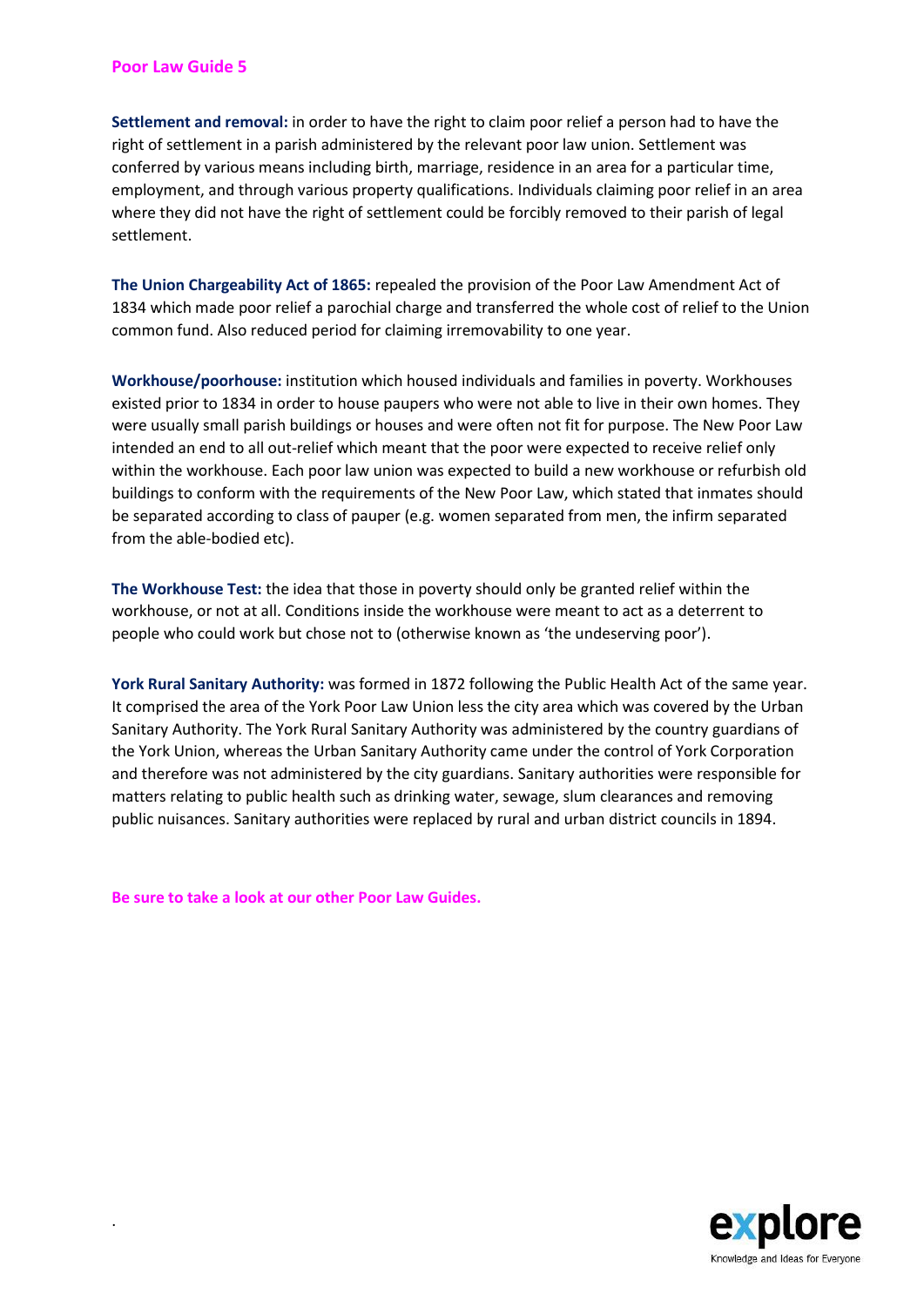Settlement and removal: in order to have the right to claim poor relief a person had to have the right of settlement in a parish administered by the relevant poor law union. Settlement was conferred by various means including birth, marriage, residence in an area for a particular time, employment, and through various property qualifications. Individuals claiming poor relief in an area where they did not have the right of settlement could be forcibly removed to their parish of legal settlement.

**The Union Chargeability Act of 1865:** repealed the provision of the Poor Law Amendment Act of 1834 which made poor relief a parochial charge and transferred the whole cost of relief to the Union common fund. Also reduced period for claiming irremovability to one year.

**Workhouse/poorhouse:** institution which housed individuals and families in poverty. Workhouses existed prior to 1834 in order to house paupers who were not able to live in their own homes. They were usually small parish buildings or houses and were often not fit for purpose. The New Poor Law intended an end to all out-relief which meant that the poor were expected to receive relief only within the workhouse. Each poor law union was expected to build a new workhouse or refurbish old buildings to conform with the requirements of the New Poor Law, which stated that inmates should be separated according to class of pauper (e.g. women separated from men, the infirm separated from the able-bodied etc).

**The Workhouse Test:** the idea that those in poverty should only be granted relief within the workhouse, or not at all. Conditions inside the workhouse were meant to act as a deterrent to people who could work but chose not to (otherwise known as 'the undeserving poor').

**York Rural Sanitary Authority:** was formed in 1872 following the Public Health Act of the same year. It comprised the area of the York Poor Law Union less the city area which was covered by the Urban Sanitary Authority. The York Rural Sanitary Authority was administered by the country guardians of the York Union, whereas the Urban Sanitary Authority came under the control of York Corporation and therefore was not administered by the city guardians. Sanitary authorities were responsible for matters relating to public health such as drinking water, sewage, slum clearances and removing public nuisances. Sanitary authorities were replaced by rural and urban district councils in 1894.

**Be sure to take a look at our other Poor Law Guides.**